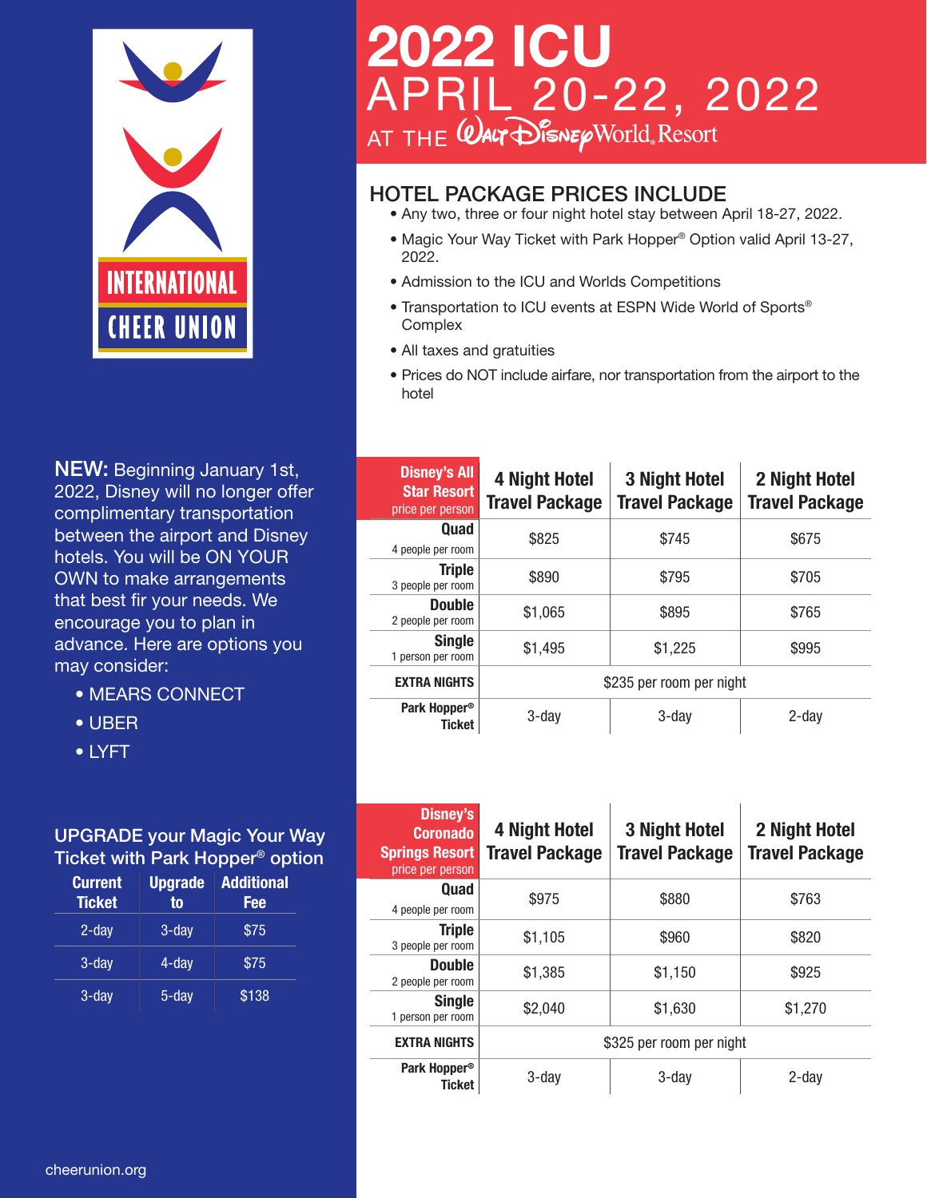# 2022 ICU

## APRIL 20-22, 2022

AT THE Walt Disney World Resort

INTERNATIONAL CHEER UNION

## HOTEL PACKAGE PRICES INCLUDE

- Any two, three or four night hotel stay between April 18-27, 2022.
- Magic Your Way Ticket with Park Hopper® Option valid April 13-27, 2022.
- Admission to the ICU and Worlds Competitions
- Transportation to ICU events at ESPN Wide World of Sports® Complex
- All taxes and gratuities
- Prices do NOT include airfare, nor transportation from the airport to the hotel

**NEW:** Beginning January 1st, 2022, Disney will no longer offer complimentary transportation between the airport and Disney hotels. You will be ON YOUR OWN to make arrangements that best fir your needs. We encourage you to plan in advance. Here are options you may consider:

- MEARS CONNECT
- UBER
- LYFT

| **Disney's All Star Resort** price per person | 4 Night Hotel Travel Package | 3 Night Hotel Travel Package | 2 Night Hotel Travel Package |
|---|---|---|---|
| **Quad** 4 people per room | $825 | $745 | $675 |
| **Triple** 3 people per room | $890 | $795 | $705 |
| **Double** 2 people per room | $1,065 | $895 | $765 |
| **Single** 1 person per room | $1,495 | $1,225 | $995 |
| **EXTRA NIGHTS** | $235 per room per night | | |
| **Park Hopper® Ticket** | 3-day | 3-day | 2-day |

### UPGRADE your Magic Your Way Ticket with Park Hopper® option

| Current Ticket | Upgrade to | Additional Fee |
|---|---|---|
| 2-day | 3-day | $75 |
| 3-day | 4-day | $75 |
| 3-day | 5-day | $138 |

| **Disney's Coronado Springs Resort** price per person | 4 Night Hotel Travel Package | 3 Night Hotel Travel Package | 2 Night Hotel Travel Package |
|---|---|---|---|
| **Quad** 4 people per room | $975 | $880 | $763 |
| **Triple** 3 people per room | $1,105 | $960 | $820 |
| **Double** 2 people per room | $1,385 | $1,150 | $925 |
| **Single** 1 person per room | $2,040 | $1,630 | $1,270 |
| **EXTRA NIGHTS** | $325 per room per night | | |
| **Park Hopper® Ticket** | 3-day | 3-day | 2-day |

cheerunion.org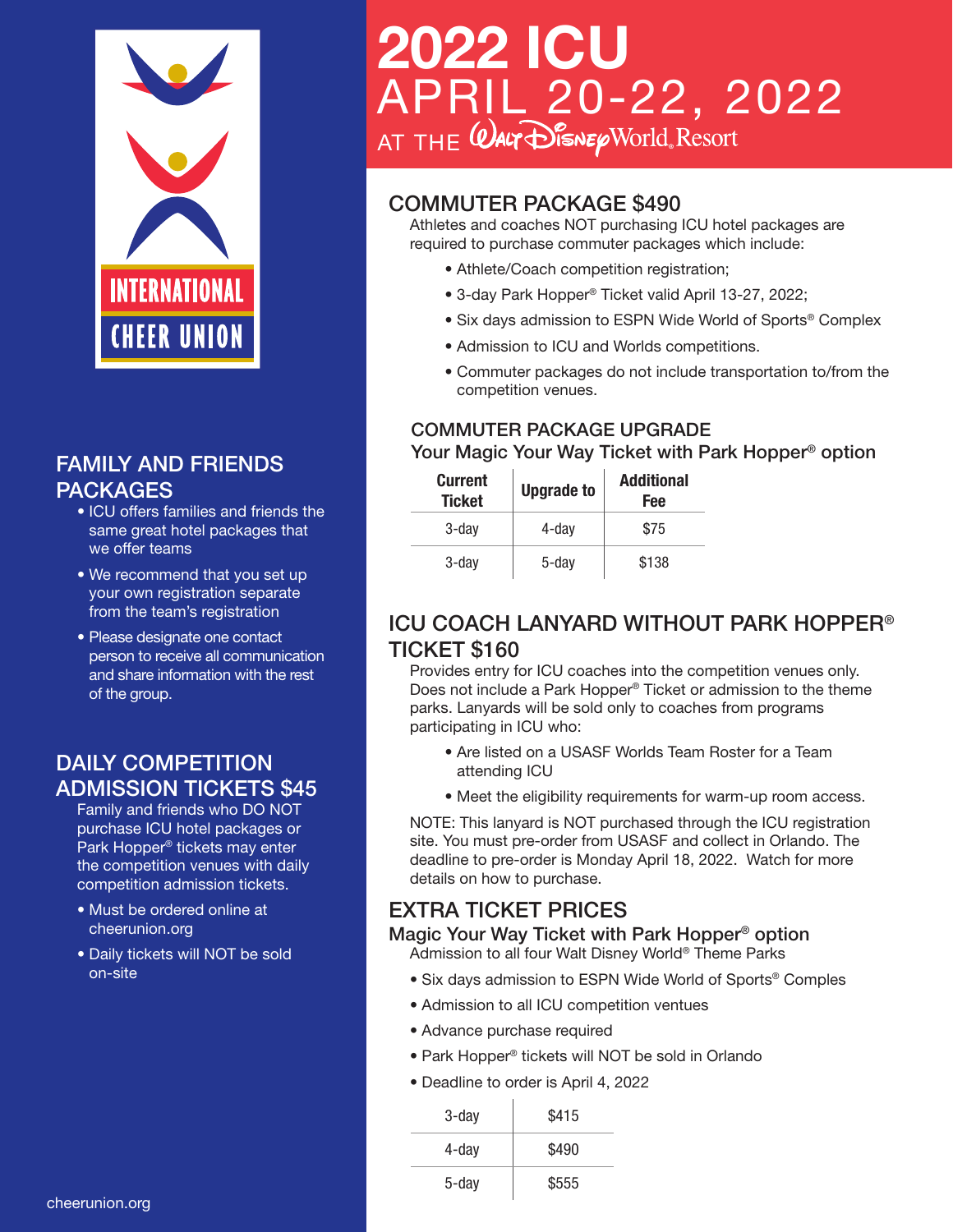# 2022 ICU

## APRIL 20-22, 2022

AT THE Walt Disney World Resort

## FAMILY AND FRIENDS PACKAGES

- ICU offers families and friends the same great hotel packages that we offer teams
- We recommend that you set up your own registration separate from the team's registration
- Please designate one contact person to receive all communication and share information with the rest of the group.

## DAILY COMPETITION ADMISSION TICKETS $45

Family and friends who DO NOT purchase ICU hotel packages or Park Hopper® tickets may enter the competition venues with daily competition admission tickets.

- Must be ordered online at cheerunion.org
- Daily tickets will NOT be sold on-site

## COMMUTER PACKAGE $490

Athletes and coaches NOT purchasing ICU hotel packages are required to purchase commuter packages which include:

- Athlete/Coach competition registration;
- 3-day Park Hopper® Ticket valid April 13-27, 2022;
- Six days admission to ESPN Wide World of Sports® Complex
- Admission to ICU and Worlds competitions.
- Commuter packages do not include transportation to/from the competition venues.

### COMMUTER PACKAGE UPGRADE

Your Magic Your Way Ticket with Park Hopper® option

| Current Ticket | Upgrade to | Additional Fee |
|---|---|---|
| 3-day | 4-day | $75 |
| 3-day | 5-day | $138 |

## ICU COACH LANYARD WITHOUT PARK HOPPER® TICKET $160

Provides entry for ICU coaches into the competition venues only. Does not include a Park Hopper® Ticket or admission to the theme parks. Lanyards will be sold only to coaches from programs participating in ICU who:

- Are listed on a USASF Worlds Team Roster for a Team attending ICU
- Meet the eligibility requirements for warm-up room access.

NOTE: This lanyard is NOT purchased through the ICU registration site. You must pre-order from USASF and collect in Orlando. The deadline to pre-order is Monday April 18, 2022. Watch for more details on how to purchase.

## EXTRA TICKET PRICES

### Magic Your Way Ticket with Park Hopper® option

Admission to all four Walt Disney World® Theme Parks

- Six days admission to ESPN Wide World of Sports® Comples
- Admission to all ICU competition ventues
- Advance purchase required
- Park Hopper® tickets will NOT be sold in Orlando
- Deadline to order is April 4, 2022

| | |
|---|---|
| 3-day | $415 |
| 4-day | $490 |
| 5-day | $555 |

cheerunion.org